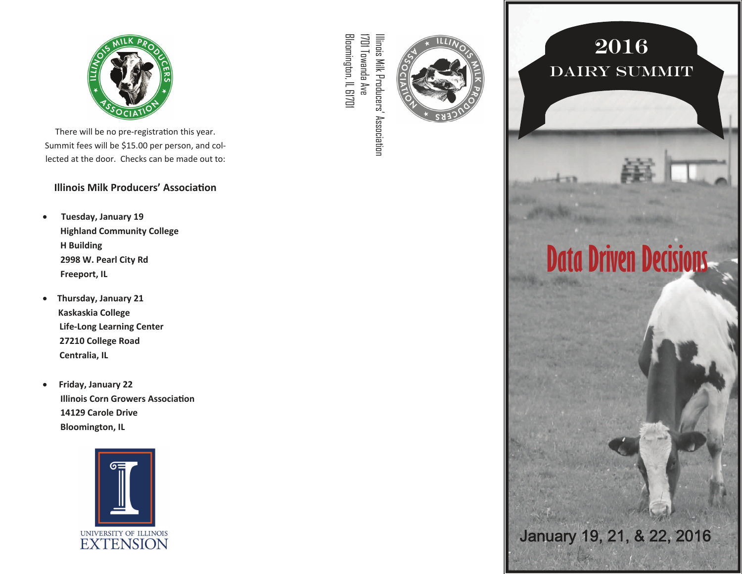There will be no pre-registration this year. Summit fees will be $15.00 per person, and collected at the door. Checks can be made out to:

**Illinois Milk Producers' Association**

- **Tuesday, January 19**
  **Highland Community College**
  **H Building**
  **2998 W. Pearl City Rd**
  **Freeport, IL**

- **Thursday, January 21**
  **Kaskaskia College**
  **Life-Long Learning Center**
  **27210 College Road**
  **Centralia, IL**

- **Friday, January 22**
  **Illinois Corn Growers Association**
  **14129 Carole Drive**
  **Bloomington, IL**

University of Illinois Extension

Illinois Milk Producers' Association
1701 Towanda Ave
Bloomington, IL 61701

# 2016 DAIRY SUMMIT

## Data Driven Decisions

January 19, 21, & 22, 2016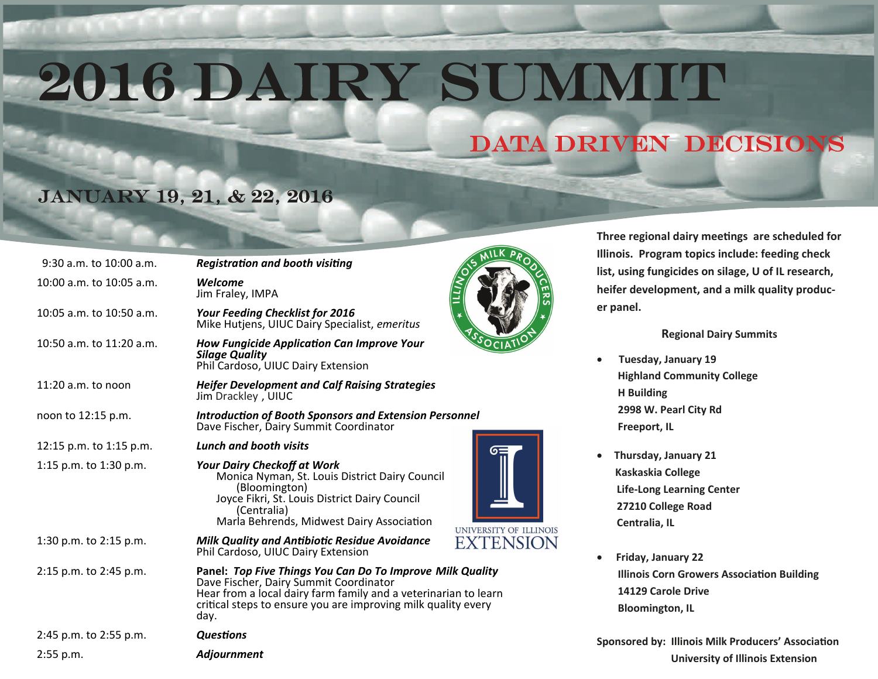# 2016 DAIRY SUMMIT

## DATA DRIVEN DECISIONS

### JANUARY 19, 21, & 22, 2016

| | |
|---|---|
| 9:30 a.m. to 10:00 a.m. | ***Registration and booth visiting*** |
| 10:00 a.m. to 10:05 a.m. | ***Welcome***<br>Jim Fraley, IMPA |
| 10:05 a.m. to 10:50 a.m. | ***Your Feeding Checklist for 2016***<br>Mike Hutjens, UIUC Dairy Specialist, *emeritus* |
| 10:50 a.m. to 11:20 a.m. | ***How Fungicide Application Can Improve Your Silage Quality***<br>Phil Cardoso, UIUC Dairy Extension |
| 11:20 a.m. to noon | ***Heifer Development and Calf Raising Strategies***<br>Jim Drackley , UIUC |
| noon to 12:15 p.m. | ***Introduction of Booth Sponsors and Extension Personnel***<br>Dave Fischer, Dairy Summit Coordinator |
| 12:15 p.m. to 1:15 p.m. | ***Lunch and booth visits*** |
| 1:15 p.m. to 1:30 p.m. | ***Your Dairy Checkoff at Work***<br>Monica Nyman, St. Louis District Dairy Council (Bloomington)<br>Joyce Fikri, St. Louis District Dairy Council (Centralia)<br>Marla Behrends, Midwest Dairy Association |
| 1:30 p.m. to 2:15 p.m. | ***Milk Quality and Antibiotic Residue Avoidance***<br>Phil Cardoso, UIUC Dairy Extension |
| 2:15 p.m. to 2:45 p.m. | **Panel:** ***Top Five Things You Can Do To Improve Milk Quality***<br>Dave Fischer, Dairy Summit Coordinator<br>Hear from a local dairy farm family and a veterinarian to learn critical steps to ensure you are improving milk quality every day. |
| 2:45 p.m. to 2:55 p.m. | ***Questions*** |
| 2:55 p.m. | ***Adjournment*** |

ILLINOIS MILK PRODUCERS ASSOCIATION

UNIVERSITY OF ILLINOIS EXTENSION

**Three regional dairy meetings are scheduled for Illinois. Program topics include: feeding check list, using fungicides on silage, U of IL research, heifer development, and a milk quality producer panel.**

**Regional Dairy Summits**

- **Tuesday, January 19**
  **Highland Community College**
  **H Building**
  **2998 W. Pearl City Rd**
  **Freeport, IL**
- **Thursday, January 21**
  **Kaskaskia College**
  **Life-Long Learning Center**
  **27210 College Road**
  **Centralia, IL**
- **Friday, January 22**
  **Illinois Corn Growers Association Building**
  **14129 Carole Drive**
  **Bloomington, IL**

**Sponsored by: Illinois Milk Producers' Association**
**University of Illinois Extension**